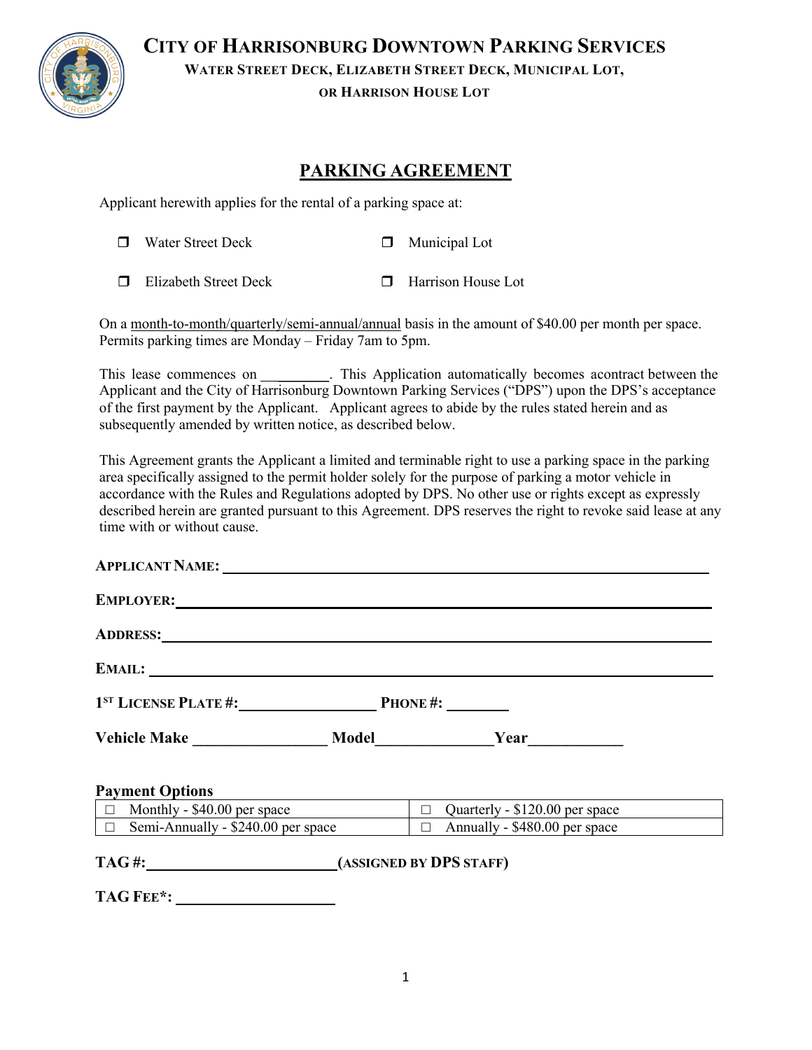# CITY OF HARRISONBURG DOWNTOWN PARKING SERVICES

**WATER STREET DECK, ELIZABETH STREET DECK, MUNICIPAL LOT, OR HARRISON HOUSE LOT**

## PARKING AGREEMENT

Applicant herewith applies for the rental of a parking space at:

- ❐ Water Street Deck
- ❐ Municipal Lot
- ❐ Elizabeth Street Deck
- ❐ Harrison House Lot

On a month-to-month/quarterly/semi-annual/annual basis in the amount of $40.00 per month per space. Permits parking times are Monday – Friday 7am to 5pm.

This lease commences on ________. This Application automatically becomes acontract between the Applicant and the City of Harrisonburg Downtown Parking Services ("DPS") upon the DPS's acceptance of the first payment by the Applicant. Applicant agrees to abide by the rules stated herein and as subsequently amended by written notice, as described below.

This Agreement grants the Applicant a limited and terminable right to use a parking space in the parking area specifically assigned to the permit holder solely for the purpose of parking a motor vehicle in accordance with the Rules and Regulations adopted by DPS. No other use or rights except as expressly described herein are granted pursuant to this Agreement. DPS reserves the right to revoke said lease at any time with or without cause.

**APPLICANT NAME:** ______________________________

**EMPLOYER:** ______________________________

**ADDRESS:** ______________________________

**EMAIL:** ______________________________

**1ST LICENSE PLATE #:** ________________ **PHONE #:** ________

**Vehicle Make** ________________ **Model** ______________ **Year** ___________

**Payment Options**

| | |
|---|---|
| ☐ Monthly - $40.00 per space | ☐ Quarterly - $120.00 per space |
| ☐ Semi-Annually - $240.00 per space | ☐ Annually - $480.00 per space |

**TAG #:** ______________________ **(ASSIGNED BY DPS STAFF)**

**TAG FEE\*:** ____________________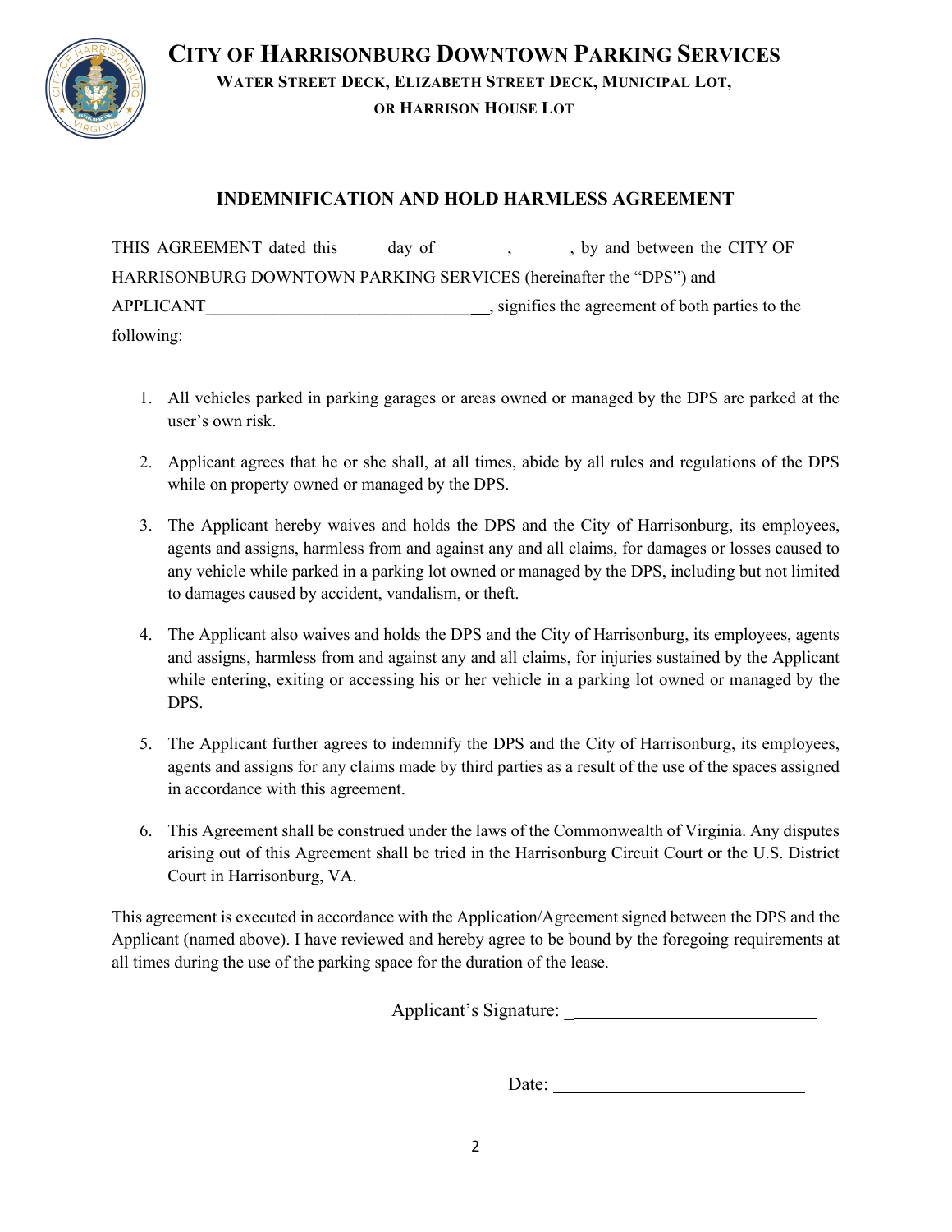# CITY OF HARRISONBURG DOWNTOWN PARKING SERVICES

**WATER STREET DECK, ELIZABETH STREET DECK, MUNICIPAL LOT, OR HARRISON HOUSE LOT**

## INDEMNIFICATION AND HOLD HARMLESS AGREEMENT

THIS AGREEMENT dated this______day of_________,_______, by and between the CITY OF HARRISONBURG DOWNTOWN PARKING SERVICES (hereinafter the "DPS") and APPLICANT___________________________________, signifies the agreement of both parties to the following:

1. All vehicles parked in parking garages or areas owned or managed by the DPS are parked at the user's own risk.

2. Applicant agrees that he or she shall, at all times, abide by all rules and regulations of the DPS while on property owned or managed by the DPS.

3. The Applicant hereby waives and holds the DPS and the City of Harrisonburg, its employees, agents and assigns, harmless from and against any and all claims, for damages or losses caused to any vehicle while parked in a parking lot owned or managed by the DPS, including but not limited to damages caused by accident, vandalism, or theft.

4. The Applicant also waives and holds the DPS and the City of Harrisonburg, its employees, agents and assigns, harmless from and against any and all claims, for injuries sustained by the Applicant while entering, exiting or accessing his or her vehicle in a parking lot owned or managed by the DPS.

5. The Applicant further agrees to indemnify the DPS and the City of Harrisonburg, its employees, agents and assigns for any claims made by third parties as a result of the use of the spaces assigned in accordance with this agreement.

6. This Agreement shall be construed under the laws of the Commonwealth of Virginia. Any disputes arising out of this Agreement shall be tried in the Harrisonburg Circuit Court or the U.S. District Court in Harrisonburg, VA.

This agreement is executed in accordance with the Application/Agreement signed between the DPS and the Applicant (named above). I have reviewed and hereby agree to be bound by the foregoing requirements at all times during the use of the parking space for the duration of the lease.

Applicant's Signature: ____________________________

Date: ____________________________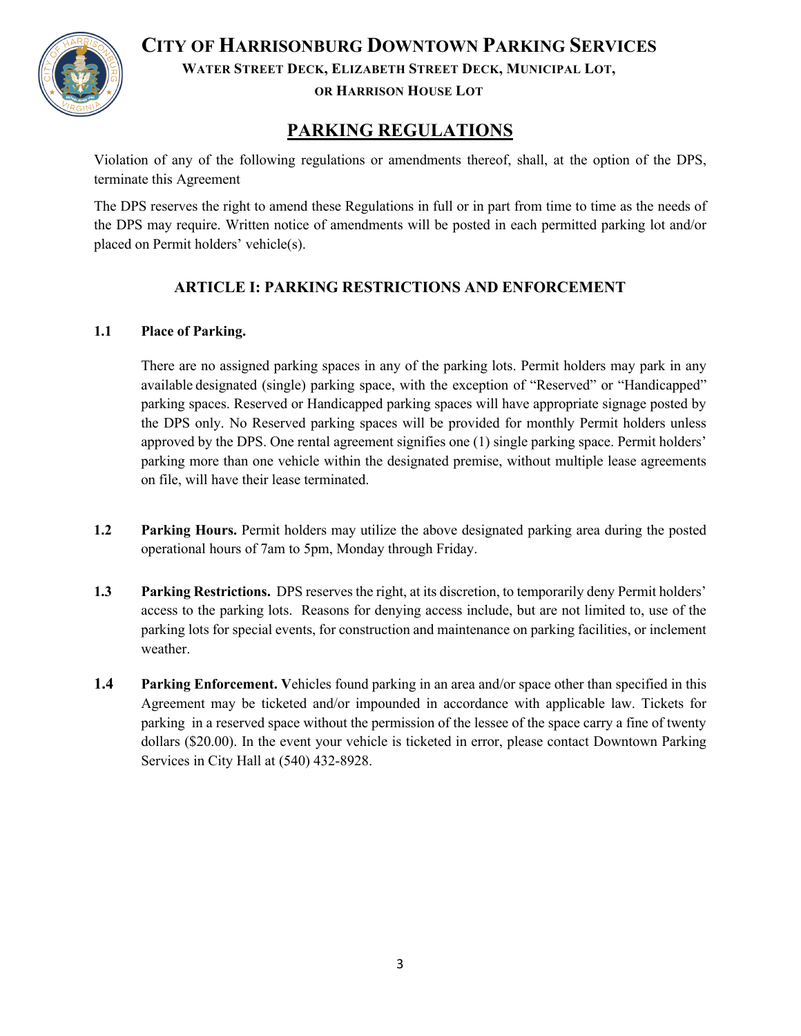# City of Harrisonburg Downtown Parking Services

**Water Street Deck, Elizabeth Street Deck, Municipal Lot, or Harrison House Lot**

## PARKING REGULATIONS

Violation of any of the following regulations or amendments thereof, shall, at the option of the DPS, terminate this Agreement

The DPS reserves the right to amend these Regulations in full or in part from time to time as the needs of the DPS may require. Written notice of amendments will be posted in each permitted parking lot and/or placed on Permit holders' vehicle(s).

### ARTICLE I: PARKING RESTRICTIONS AND ENFORCEMENT

**1.1 Place of Parking.**

There are no assigned parking spaces in any of the parking lots. Permit holders may park in any available designated (single) parking space, with the exception of "Reserved" or "Handicapped" parking spaces. Reserved or Handicapped parking spaces will have appropriate signage posted by the DPS only. No Reserved parking spaces will be provided for monthly Permit holders unless approved by the DPS. One rental agreement signifies one (1) single parking space. Permit holders' parking more than one vehicle within the designated premise, without multiple lease agreements on file, will have their lease terminated.

**1.2 Parking Hours.** Permit holders may utilize the above designated parking area during the posted operational hours of 7am to 5pm, Monday through Friday.

**1.3 Parking Restrictions.** DPS reserves the right, at its discretion, to temporarily deny Permit holders' access to the parking lots. Reasons for denying access include, but are not limited to, use of the parking lots for special events, for construction and maintenance on parking facilities, or inclement weather.

**1.4 Parking Enforcement.** Vehicles found parking in an area and/or space other than specified in this Agreement may be ticketed and/or impounded in accordance with applicable law. Tickets for parking in a reserved space without the permission of the lessee of the space carry a fine of twenty dollars ($20.00). In the event your vehicle is ticketed in error, please contact Downtown Parking Services in City Hall at (540) 432-8928.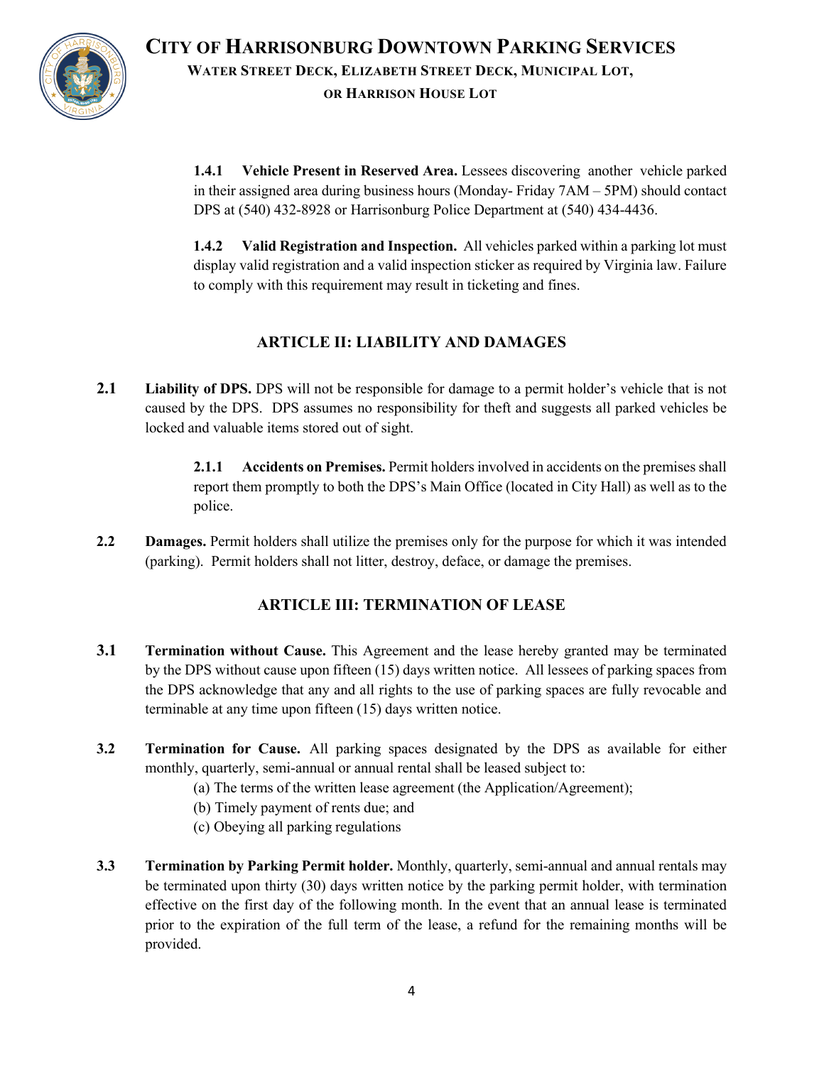**1.4.1 Vehicle Present in Reserved Area.** Lessees discovering another vehicle parked in their assigned area during business hours (Monday- Friday 7AM – 5PM) should contact DPS at (540) 432-8928 or Harrisonburg Police Department at (540) 434-4436.

**1.4.2 Valid Registration and Inspection.** All vehicles parked within a parking lot must display valid registration and a valid inspection sticker as required by Virginia law. Failure to comply with this requirement may result in ticketing and fines.

## ARTICLE II: LIABILITY AND DAMAGES

**2.1 Liability of DPS.** DPS will not be responsible for damage to a permit holder's vehicle that is not caused by the DPS. DPS assumes no responsibility for theft and suggests all parked vehicles be locked and valuable items stored out of sight.

**2.1.1 Accidents on Premises.** Permit holders involved in accidents on the premises shall report them promptly to both the DPS's Main Office (located in City Hall) as well as to the police.

**2.2 Damages.** Permit holders shall utilize the premises only for the purpose for which it was intended (parking). Permit holders shall not litter, destroy, deface, or damage the premises.

## ARTICLE III: TERMINATION OF LEASE

**3.1 Termination without Cause.** This Agreement and the lease hereby granted may be terminated by the DPS without cause upon fifteen (15) days written notice. All lessees of parking spaces from the DPS acknowledge that any and all rights to the use of parking spaces are fully revocable and terminable at any time upon fifteen (15) days written notice.

**3.2 Termination for Cause.** All parking spaces designated by the DPS as available for either monthly, quarterly, semi-annual or annual rental shall be leased subject to:

(a) The terms of the written lease agreement (the Application/Agreement);
(b) Timely payment of rents due; and
(c) Obeying all parking regulations

**3.3 Termination by Parking Permit holder.** Monthly, quarterly, semi-annual and annual rentals may be terminated upon thirty (30) days written notice by the parking permit holder, with termination effective on the first day of the following month. In the event that an annual lease is terminated prior to the expiration of the full term of the lease, a refund for the remaining months will be provided.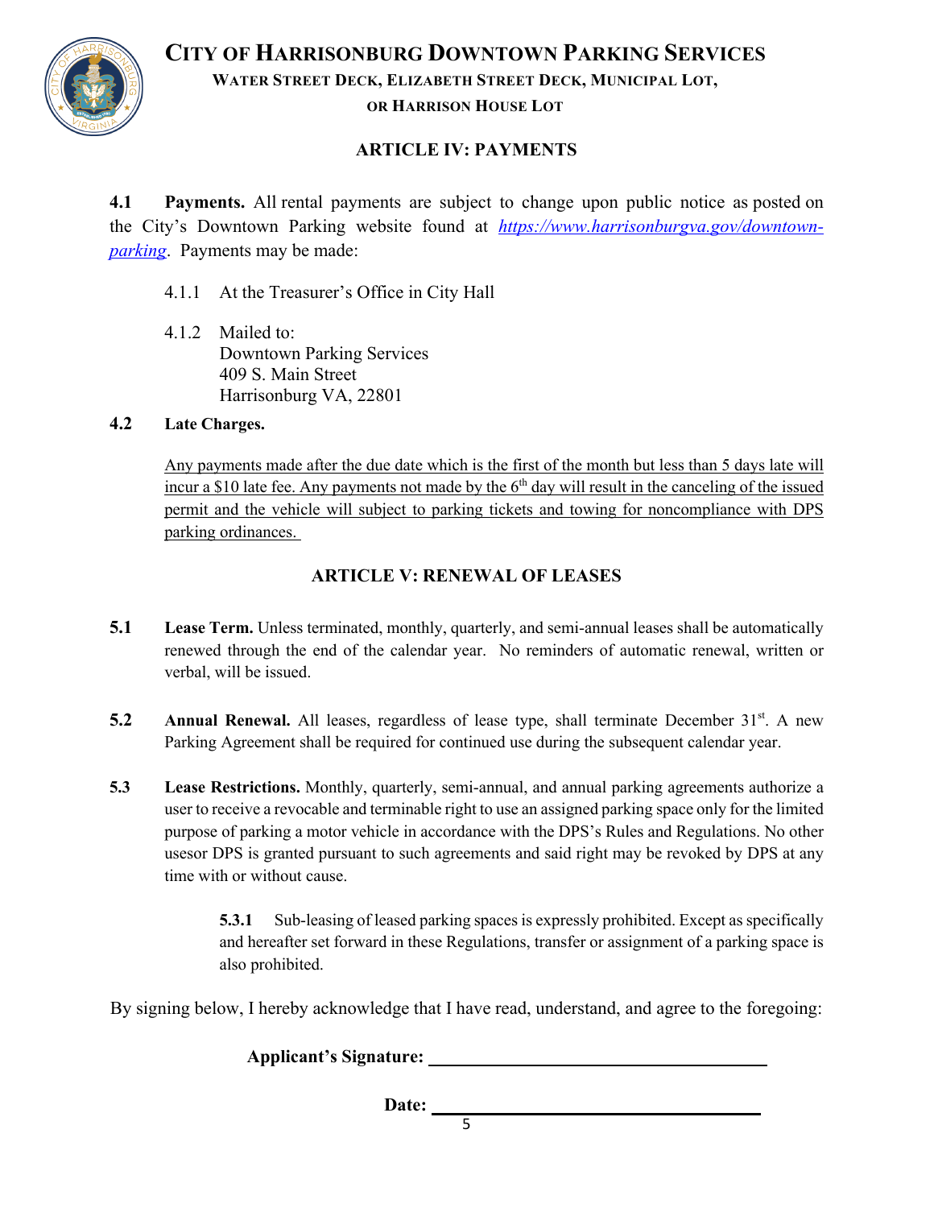# CITY OF HARRISONBURG DOWNTOWN PARKING SERVICES

**WATER STREET DECK, ELIZABETH STREET DECK, MUNICIPAL LOT, OR HARRISON HOUSE LOT**

## ARTICLE IV: PAYMENTS

**4.1 Payments.** All rental payments are subject to change upon public notice as posted on the City's Downtown Parking website found at *https://www.harrisonburgva.gov/downtown-parking*. Payments may be made:

4.1.1 At the Treasurer's Office in City Hall

4.1.2 Mailed to:
Downtown Parking Services
409 S. Main Street
Harrisonburg VA, 22801

**4.2 Late Charges.**

Any payments made after the due date which is the first of the month but less than 5 days late will incur a $10 late fee. Any payments not made by the 6th day will result in the canceling of the issued permit and the vehicle will subject to parking tickets and towing for noncompliance with DPS parking ordinances.

## ARTICLE V: RENEWAL OF LEASES

**5.1 Lease Term.** Unless terminated, monthly, quarterly, and semi-annual leases shall be automatically renewed through the end of the calendar year. No reminders of automatic renewal, written or verbal, will be issued.

**5.2 Annual Renewal.** All leases, regardless of lease type, shall terminate December 31st. A new Parking Agreement shall be required for continued use during the subsequent calendar year.

**5.3 Lease Restrictions.** Monthly, quarterly, semi-annual, and annual parking agreements authorize a user to receive a revocable and terminable right to use an assigned parking space only for the limited purpose of parking a motor vehicle in accordance with the DPS's Rules and Regulations. No other usesor DPS is granted pursuant to such agreements and said right may be revoked by DPS at any time with or without cause.

**5.3.1** Sub-leasing of leased parking spaces is expressly prohibited. Except as specifically and hereafter set forward in these Regulations, transfer or assignment of a parking space is also prohibited.

By signing below, I hereby acknowledge that I have read, understand, and agree to the foregoing:

**Applicant's Signature:** ______________________________

**Date:** ______________________________